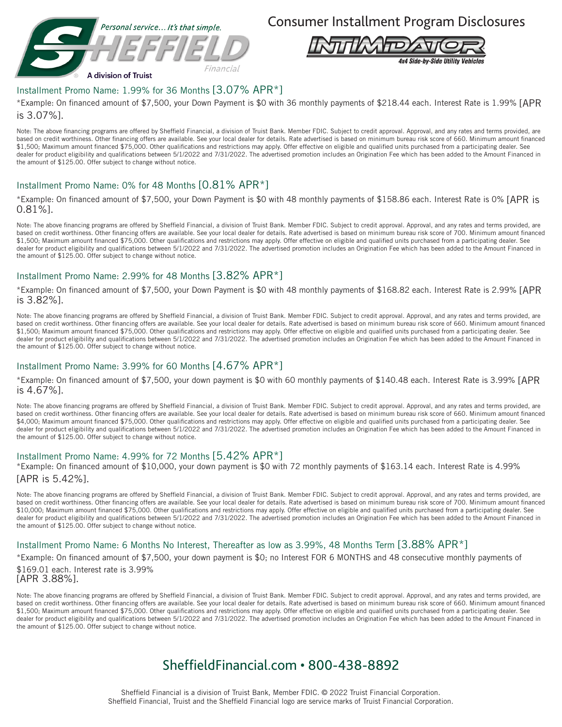Personal service... It's that simple.

SHEFFIELD Financial

A division of Truist

# Consumer Installment Program Disclosures

INTIMIDATOR 4x4 Side-by-Side Utility Vehicles

## Installment Promo Name: 1.99% for 36 Months [3.07% APR*]

*Example: On financed amount of $7,500, your Down Payment is $0 with 36 monthly payments of $218.44 each. Interest Rate is 1.99% [APR is 3.07%].

Note: The above financing programs are offered by Sheffield Financial, a division of Truist Bank. Member FDIC. Subject to credit approval. Approval, and any rates and terms provided, are based on credit worthiness. Other financing offers are available. See your local dealer for details. Rate advertised is based on minimum bureau risk score of 660. Minimum amount financed $1,500; Maximum amount financed $75,000. Other qualifications and restrictions may apply. Offer effective on eligible and qualified units purchased from a participating dealer. See dealer for product eligibility and qualifications between 5/1/2022 and 7/31/2022. The advertised promotion includes an Origination Fee which has been added to the Amount Financed in the amount of $125.00. Offer subject to change without notice.

## Installment Promo Name: 0% for 48 Months [0.81% APR*]

*Example: On financed amount of $7,500, your Down Payment is $0 with 48 monthly payments of $158.86 each. Interest Rate is 0% [APR is 0.81%].

Note: The above financing programs are offered by Sheffield Financial, a division of Truist Bank. Member FDIC. Subject to credit approval. Approval, and any rates and terms provided, are based on credit worthiness. Other financing offers are available. See your local dealer for details. Rate advertised is based on minimum bureau risk score of 700. Minimum amount financed $1,500; Maximum amount financed $75,000. Other qualifications and restrictions may apply. Offer effective on eligible and qualified units purchased from a participating dealer. See dealer for product eligibility and qualifications between 5/1/2022 and 7/31/2022. The advertised promotion includes an Origination Fee which has been added to the Amount Financed in the amount of $125.00. Offer subject to change without notice.

## Installment Promo Name: 2.99% for 48 Months [3.82% APR*]

*Example: On financed amount of $7,500, your Down Payment is $0 with 48 monthly payments of $168.82 each. Interest Rate is 2.99% [APR is 3.82%].

Note: The above financing programs are offered by Sheffield Financial, a division of Truist Bank. Member FDIC. Subject to credit approval. Approval, and any rates and terms provided, are based on credit worthiness. Other financing offers are available. See your local dealer for details. Rate advertised is based on minimum bureau risk score of 660. Minimum amount financed $1,500; Maximum amount financed $75,000. Other qualifications and restrictions may apply. Offer effective on eligible and qualified units purchased from a participating dealer. See dealer for product eligibility and qualifications between 5/1/2022 and 7/31/2022. The advertised promotion includes an Origination Fee which has been added to the Amount Financed in the amount of $125.00. Offer subject to change without notice.

## Installment Promo Name: 3.99% for 60 Months [4.67% APR*]

*Example: On financed amount of $7,500, your down payment is $0 with 60 monthly payments of $140.48 each. Interest Rate is 3.99% [APR is 4.67%].

Note: The above financing programs are offered by Sheffield Financial, a division of Truist Bank. Member FDIC. Subject to credit approval. Approval, and any rates and terms provided, are based on credit worthiness. Other financing offers are available. See your local dealer for details. Rate advertised is based on minimum bureau risk score of 660. Minimum amount financed $4,000; Maximum amount financed $75,000. Other qualifications and restrictions may apply. Offer effective on eligible and qualified units purchased from a participating dealer. See dealer for product eligibility and qualifications between 5/1/2022 and 7/31/2022. The advertised promotion includes an Origination Fee which has been added to the Amount Financed in the amount of $125.00. Offer subject to change without notice.

## Installment Promo Name: 4.99% for 72 Months [5.42% APR*]

*Example: On financed amount of $10,000, your down payment is $0 with 72 monthly payments of $163.14 each. Interest Rate is 4.99% [APR is 5.42%].

Note: The above financing programs are offered by Sheffield Financial, a division of Truist Bank. Member FDIC. Subject to credit approval. Approval, and any rates and terms provided, are based on credit worthiness. Other financing offers are available. See your local dealer for details. Rate advertised is based on minimum bureau risk score of 700. Minimum amount financed $10,000; Maximum amount financed $75,000. Other qualifications and restrictions may apply. Offer effective on eligible and qualified units purchased from a participating dealer. See dealer for product eligibility and qualifications between 5/1/2022 and 7/31/2022. The advertised promotion includes an Origination Fee which has been added to the Amount Financed in the amount of $125.00. Offer subject to change without notice.

## Installment Promo Name: 6 Months No Interest, Thereafter as low as 3.99%, 48 Months Term [3.88% APR*]

*Example: On financed amount of $7,500, your down payment is $0; no Interest FOR 6 MONTHS and 48 consecutive monthly payments of $169.01 each. Interest rate is 3.99% [APR 3.88%].

Note: The above financing programs are offered by Sheffield Financial, a division of Truist Bank. Member FDIC. Subject to credit approval. Approval, and any rates and terms provided, are based on credit worthiness. Other financing offers are available. See your local dealer for details. Rate advertised is based on minimum bureau risk score of 660. Minimum amount financed $1,500; Maximum amount financed $75,000. Other qualifications and restrictions may apply. Offer effective on eligible and qualified units purchased from a participating dealer. See dealer for product eligibility and qualifications between 5/1/2022 and 7/31/2022. The advertised promotion includes an Origination Fee which has been added to the Amount Financed in the amount of $125.00. Offer subject to change without notice.

**SheffieldFinancial.com • 800-438-8892**

Sheffield Financial is a division of Truist Bank, Member FDIC. © 2022 Truist Financial Corporation.
Sheffield Financial, Truist and the Sheffield Financial logo are service marks of Truist Financial Corporation.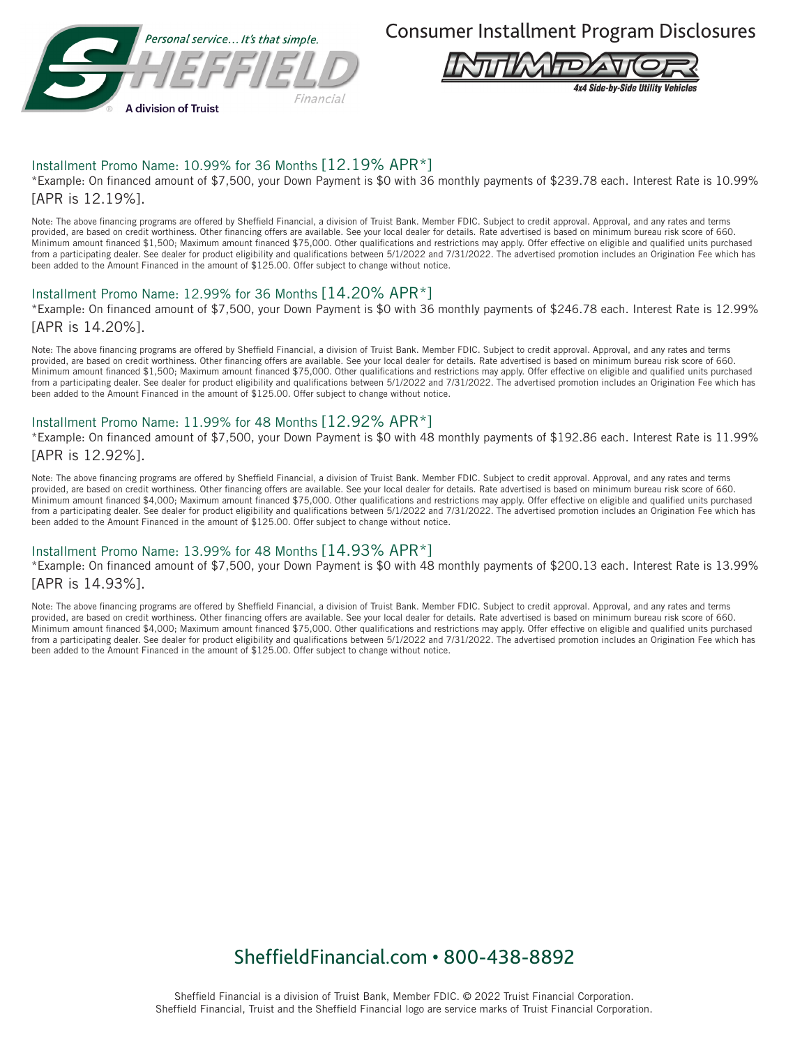Personal service… It's that simple.

SHEFFIELD Financial

A division of Truist

# Consumer Installment Program Disclosures

INTIMIDATOR

4x4 Side-by-Side Utility Vehicles

## Installment Promo Name: 10.99% for 36 Months [12.19% APR*]

*Example: On financed amount of $7,500, your Down Payment is $0 with 36 monthly payments of $239.78 each. Interest Rate is 10.99% [APR is 12.19%].

Note: The above financing programs are offered by Sheffield Financial, a division of Truist Bank. Member FDIC. Subject to credit approval. Approval, and any rates and terms provided, are based on credit worthiness. Other financing offers are available. See your local dealer for details. Rate advertised is based on minimum bureau risk score of 660. Minimum amount financed $1,500; Maximum amount financed $75,000. Other qualifications and restrictions may apply. Offer effective on eligible and qualified units purchased from a participating dealer. See dealer for product eligibility and qualifications between 5/1/2022 and 7/31/2022. The advertised promotion includes an Origination Fee which has been added to the Amount Financed in the amount of $125.00. Offer subject to change without notice.

## Installment Promo Name: 12.99% for 36 Months [14.20% APR*]

*Example: On financed amount of $7,500, your Down Payment is $0 with 36 monthly payments of $246.78 each. Interest Rate is 12.99% [APR is 14.20%].

Note: The above financing programs are offered by Sheffield Financial, a division of Truist Bank. Member FDIC. Subject to credit approval. Approval, and any rates and terms provided, are based on credit worthiness. Other financing offers are available. See your local dealer for details. Rate advertised is based on minimum bureau risk score of 660. Minimum amount financed $1,500; Maximum amount financed $75,000. Other qualifications and restrictions may apply. Offer effective on eligible and qualified units purchased from a participating dealer. See dealer for product eligibility and qualifications between 5/1/2022 and 7/31/2022. The advertised promotion includes an Origination Fee which has been added to the Amount Financed in the amount of $125.00. Offer subject to change without notice.

## Installment Promo Name: 11.99% for 48 Months [12.92% APR*]

*Example: On financed amount of $7,500, your Down Payment is $0 with 48 monthly payments of $192.86 each. Interest Rate is 11.99% [APR is 12.92%].

Note: The above financing programs are offered by Sheffield Financial, a division of Truist Bank. Member FDIC. Subject to credit approval. Approval, and any rates and terms provided, are based on credit worthiness. Other financing offers are available. See your local dealer for details. Rate advertised is based on minimum bureau risk score of 660. Minimum amount financed $4,000; Maximum amount financed $75,000. Other qualifications and restrictions may apply. Offer effective on eligible and qualified units purchased from a participating dealer. See dealer for product eligibility and qualifications between 5/1/2022 and 7/31/2022. The advertised promotion includes an Origination Fee which has been added to the Amount Financed in the amount of $125.00. Offer subject to change without notice.

## Installment Promo Name: 13.99% for 48 Months [14.93% APR*]

*Example: On financed amount of $7,500, your Down Payment is $0 with 48 monthly payments of $200.13 each. Interest Rate is 13.99% [APR is 14.93%].

Note: The above financing programs are offered by Sheffield Financial, a division of Truist Bank. Member FDIC. Subject to credit approval. Approval, and any rates and terms provided, are based on credit worthiness. Other financing offers are available. See your local dealer for details. Rate advertised is based on minimum bureau risk score of 660. Minimum amount financed $4,000; Maximum amount financed $75,000. Other qualifications and restrictions may apply. Offer effective on eligible and qualified units purchased from a participating dealer. See dealer for product eligibility and qualifications between 5/1/2022 and 7/31/2022. The advertised promotion includes an Origination Fee which has been added to the Amount Financed in the amount of $125.00. Offer subject to change without notice.

## SheffieldFinancial.com • 800-438-8892

Sheffield Financial is a division of Truist Bank, Member FDIC. © 2022 Truist Financial Corporation.
Sheffield Financial, Truist and the Sheffield Financial logo are service marks of Truist Financial Corporation.